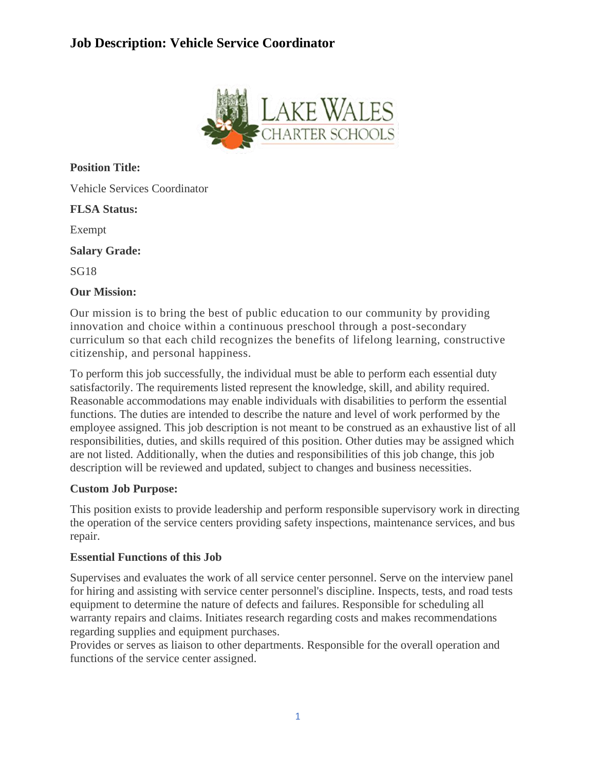# Job Description: Vehicle Service Coordinator

**Position Title:**

Vehicle Services Coordinator

**FLSA Status:**

Exempt

**Salary Grade:**

SG18

**Our Mission:**

Our mission is to bring the best of public education to our community by providing innovation and choice within a continuous preschool through a post-secondary curriculum so that each child recognizes the benefits of lifelong learning, constructive citizenship, and personal happiness.

To perform this job successfully, the individual must be able to perform each essential duty satisfactorily. The requirements listed represent the knowledge, skill, and ability required. Reasonable accommodations may enable individuals with disabilities to perform the essential functions. The duties are intended to describe the nature and level of work performed by the employee assigned. This job description is not meant to be construed as an exhaustive list of all responsibilities, duties, and skills required of this position. Other duties may be assigned which are not listed. Additionally, when the duties and responsibilities of this job change, this job description will be reviewed and updated, subject to changes and business necessities.

**Custom Job Purpose:**

This position exists to provide leadership and perform responsible supervisory work in directing the operation of the service centers providing safety inspections, maintenance services, and bus repair.

**Essential Functions of this Job**

Supervises and evaluates the work of all service center personnel. Serve on the interview panel for hiring and assisting with service center personnel's discipline. Inspects, tests, and road tests equipment to determine the nature of defects and failures. Responsible for scheduling all warranty repairs and claims. Initiates research regarding costs and makes recommendations regarding supplies and equipment purchases.
Provides or serves as liaison to other departments. Responsible for the overall operation and functions of the service center assigned.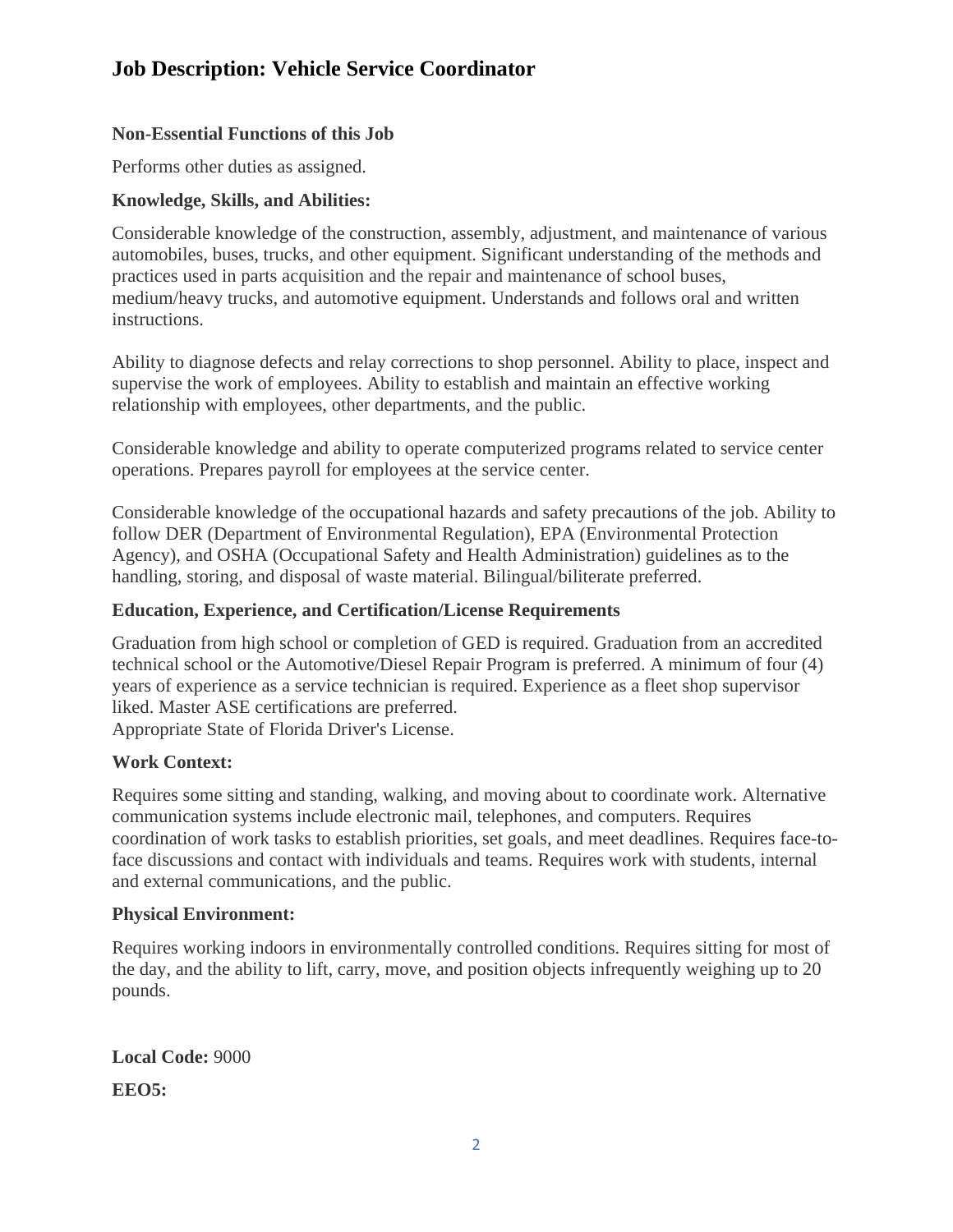# Job Description: Vehicle Service Coordinator

**Non-Essential Functions of this Job**

Performs other duties as assigned.

**Knowledge, Skills, and Abilities:**

Considerable knowledge of the construction, assembly, adjustment, and maintenance of various automobiles, buses, trucks, and other equipment. Significant understanding of the methods and practices used in parts acquisition and the repair and maintenance of school buses, medium/heavy trucks, and automotive equipment. Understands and follows oral and written instructions.

Ability to diagnose defects and relay corrections to shop personnel. Ability to place, inspect and supervise the work of employees. Ability to establish and maintain an effective working relationship with employees, other departments, and the public.

Considerable knowledge and ability to operate computerized programs related to service center operations. Prepares payroll for employees at the service center.

Considerable knowledge of the occupational hazards and safety precautions of the job. Ability to follow DER (Department of Environmental Regulation), EPA (Environmental Protection Agency), and OSHA (Occupational Safety and Health Administration) guidelines as to the handling, storing, and disposal of waste material. Bilingual/biliterate preferred.

**Education, Experience, and Certification/License Requirements**

Graduation from high school or completion of GED is required. Graduation from an accredited technical school or the Automotive/Diesel Repair Program is preferred. A minimum of four (4) years of experience as a service technician is required. Experience as a fleet shop supervisor liked. Master ASE certifications are preferred.
Appropriate State of Florida Driver's License.

**Work Context:**

Requires some sitting and standing, walking, and moving about to coordinate work. Alternative communication systems include electronic mail, telephones, and computers. Requires coordination of work tasks to establish priorities, set goals, and meet deadlines. Requires face-to-face discussions and contact with individuals and teams. Requires work with students, internal and external communications, and the public.

**Physical Environment:**

Requires working indoors in environmentally controlled conditions. Requires sitting for most of the day, and the ability to lift, carry, move, and position objects infrequently weighing up to 20 pounds.

**Local Code:** 9000

**EEO5:**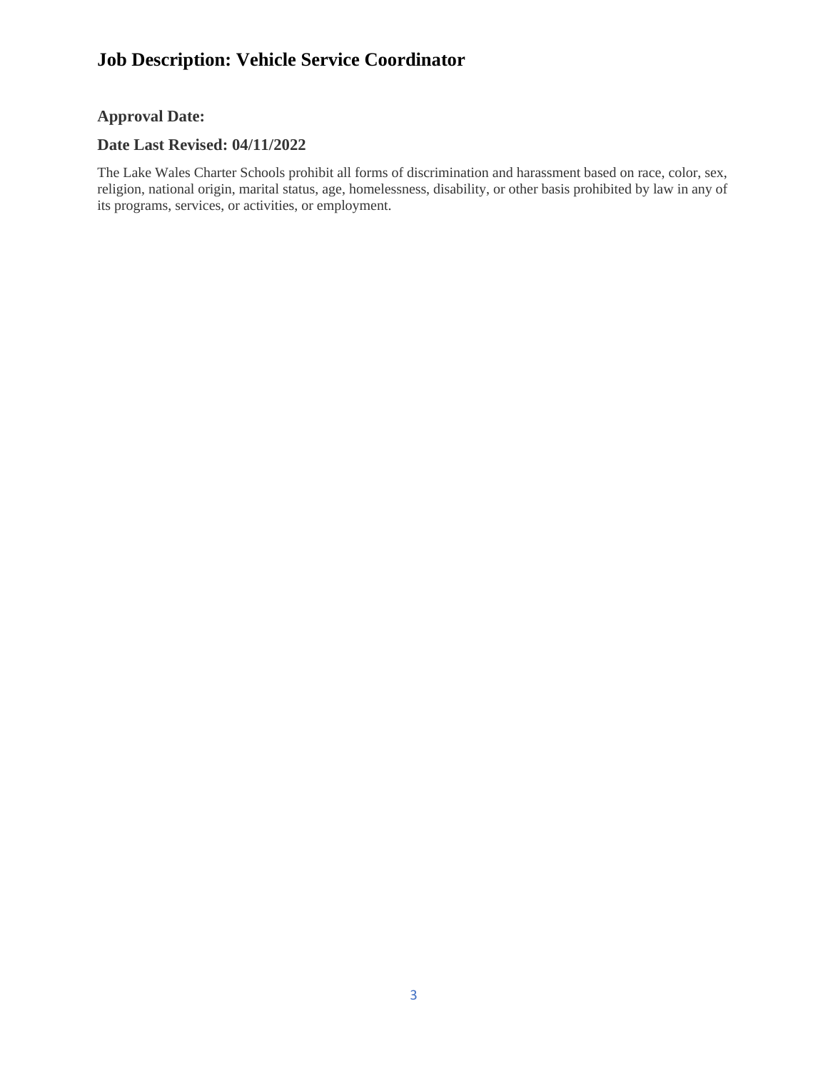# Job Description: Vehicle Service Coordinator

### Approval Date:

### Date Last Revised: 04/11/2022

The Lake Wales Charter Schools prohibit all forms of discrimination and harassment based on race, color, sex, religion, national origin, marital status, age, homelessness, disability, or other basis prohibited by law in any of its programs, services, or activities, or employment.